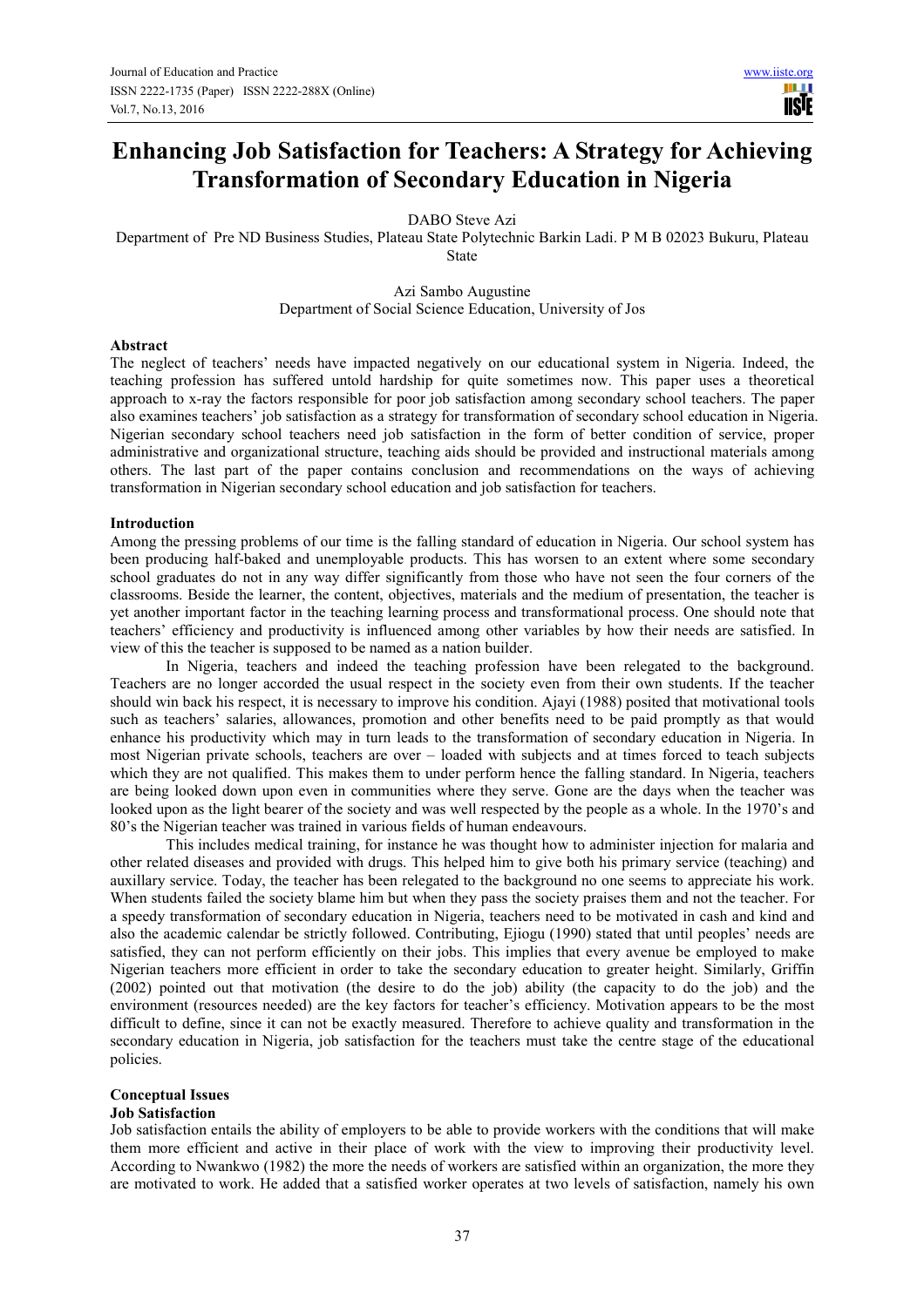// Enhancing Job Satisfaction for Teachers: A Strategy for Achieving Transformation of Secondary Education in Nigeria

# Enhancing Job Satisfaction for Teachers: A Strategy for Achieving Transformation of Secondary Education in Nigeria

DABO Steve Azi
Department of Pre ND Business Studies, Plateau State Polytechnic Barkin Ladi. P M B 02023 Bukuru, Plateau State

Azi Sambo Augustine
Department of Social Science Education, University of Jos

**Abstract**

The neglect of teachers' needs have impacted negatively on our educational system in Nigeria. Indeed, the teaching profession has suffered untold hardship for quite sometimes now. This paper uses a theoretical approach to x-ray the factors responsible for poor job satisfaction among secondary school teachers. The paper also examines teachers' job satisfaction as a strategy for transformation of secondary school education in Nigeria. Nigerian secondary school teachers need job satisfaction in the form of better condition of service, proper administrative and organizational structure, teaching aids should be provided and instructional materials among others. The last part of the paper contains conclusion and recommendations on the ways of achieving transformation in Nigerian secondary school education and job satisfaction for teachers.

## Introduction

Among the pressing problems of our time is the falling standard of education in Nigeria. Our school system has been producing half-baked and unemployable products. This has worsen to an extent where some secondary school graduates do not in any way differ significantly from those who have not seen the four corners of the classrooms. Beside the learner, the content, objectives, materials and the medium of presentation, the teacher is yet another important factor in the teaching learning process and transformational process. One should note that teachers' efficiency and productivity is influenced among other variables by how their needs are satisfied. In view of this the teacher is supposed to be named as a nation builder.

In Nigeria, teachers and indeed the teaching profession have been relegated to the background. Teachers are no longer accorded the usual respect in the society even from their own students. If the teacher should win back his respect, it is necessary to improve his condition. Ajayi (1988) posited that motivational tools such as teachers' salaries, allowances, promotion and other benefits need to be paid promptly as that would enhance his productivity which may in turn leads to the transformation of secondary education in Nigeria. In most Nigerian private schools, teachers are over – loaded with subjects and at times forced to teach subjects which they are not qualified. This makes them to under perform hence the falling standard. In Nigeria, teachers are being looked down upon even in communities where they serve. Gone are the days when the teacher was looked upon as the light bearer of the society and was well respected by the people as a whole. In the 1970's and 80's the Nigerian teacher was trained in various fields of human endeavours.

This includes medical training, for instance he was thought how to administer injection for malaria and other related diseases and provided with drugs. This helped him to give both his primary service (teaching) and auxillary service. Today, the teacher has been relegated to the background no one seems to appreciate his work. When students failed the society blame him but when they pass the society praises them and not the teacher. For a speedy transformation of secondary education in Nigeria, teachers need to be motivated in cash and kind and also the academic calendar be strictly followed. Contributing, Ejiogu (1990) stated that until peoples' needs are satisfied, they can not perform efficiently on their jobs. This implies that every avenue be employed to make Nigerian teachers more efficient in order to take the secondary education to greater height. Similarly, Griffin (2002) pointed out that motivation (the desire to do the job) ability (the capacity to do the job) and the environment (resources needed) are the key factors for teacher's efficiency. Motivation appears to be the most difficult to define, since it can not be exactly measured. Therefore to achieve quality and transformation in the secondary education in Nigeria, job satisfaction for the teachers must take the centre stage of the educational policies.

## Conceptual Issues

### Job Satisfaction

Job satisfaction entails the ability of employers to be able to provide workers with the conditions that will make them more efficient and active in their place of work with the view to improving their productivity level. According to Nwankwo (1982) the more the needs of workers are satisfied within an organization, the more they are motivated to work. He added that a satisfied worker operates at two levels of satisfaction, namely his own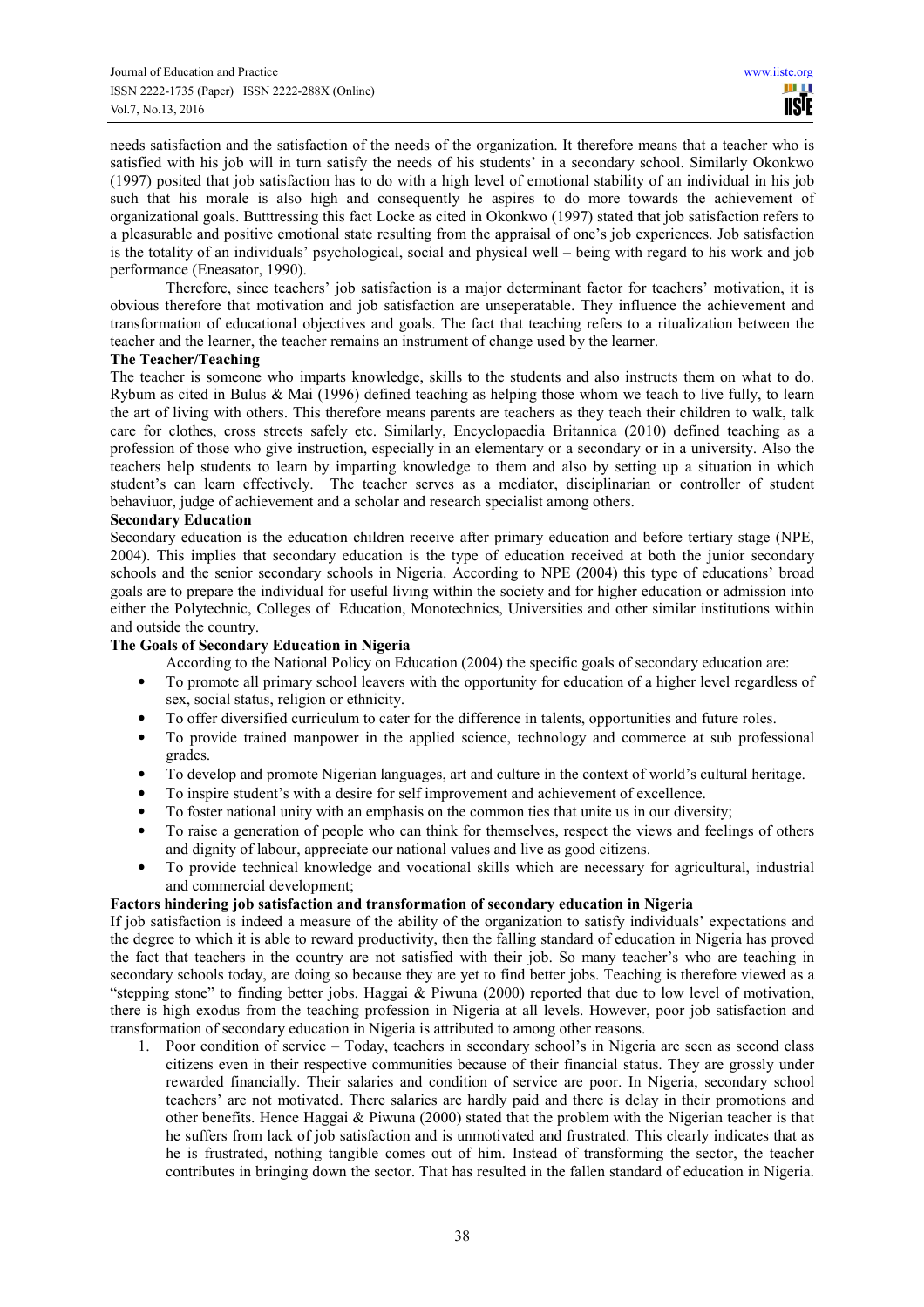needs satisfaction and the satisfaction of the needs of the organization. It therefore means that a teacher who is satisfied with his job will in turn satisfy the needs of his students' in a secondary school. Similarly Okonkwo (1997) posited that job satisfaction has to do with a high level of emotional stability of an individual in his job such that his morale is also high and consequently he aspires to do more towards the achievement of organizational goals. Butttressing this fact Locke as cited in Okonkwo (1997) stated that job satisfaction refers to a pleasurable and positive emotional state resulting from the appraisal of one's job experiences. Job satisfaction is the totality of an individuals' psychological, social and physical well – being with regard to his work and job performance (Eneasator, 1990).

Therefore, since teachers' job satisfaction is a major determinant factor for teachers' motivation, it is obvious therefore that motivation and job satisfaction are unseperatable. They influence the achievement and transformation of educational objectives and goals. The fact that teaching refers to a ritualization between the teacher and the learner, the teacher remains an instrument of change used by the learner.

**The Teacher/Teaching**

The teacher is someone who imparts knowledge, skills to the students and also instructs them on what to do. Rybum as cited in Bulus & Mai (1996) defined teaching as helping those whom we teach to live fully, to learn the art of living with others. This therefore means parents are teachers as they teach their children to walk, talk care for clothes, cross streets safely etc. Similarly, Encyclopaedia Britannica (2010) defined teaching as a profession of those who give instruction, especially in an elementary or a secondary or in a university. Also the teachers help students to learn by imparting knowledge to them and also by setting up a situation in which student's can learn effectively. The teacher serves as a mediator, disciplinarian or controller of student behaviuor, judge of achievement and a scholar and research specialist among others.

**Secondary Education**

Secondary education is the education children receive after primary education and before tertiary stage (NPE, 2004). This implies that secondary education is the type of education received at both the junior secondary schools and the senior secondary schools in Nigeria. According to NPE (2004) this type of educations' broad goals are to prepare the individual for useful living within the society and for higher education or admission into either the Polytechnic, Colleges of Education, Monotechnics, Universities and other similar institutions within and outside the country.

**The Goals of Secondary Education in Nigeria**

According to the National Policy on Education (2004) the specific goals of secondary education are:

- To promote all primary school leavers with the opportunity for education of a higher level regardless of sex, social status, religion or ethnicity.
- To offer diversified curriculum to cater for the difference in talents, opportunities and future roles.
- To provide trained manpower in the applied science, technology and commerce at sub professional grades.
- To develop and promote Nigerian languages, art and culture in the context of world's cultural heritage.
- To inspire student's with a desire for self improvement and achievement of excellence.
- To foster national unity with an emphasis on the common ties that unite us in our diversity;
- To raise a generation of people who can think for themselves, respect the views and feelings of others and dignity of labour, appreciate our national values and live as good citizens.
- To provide technical knowledge and vocational skills which are necessary for agricultural, industrial and commercial development;

**Factors hindering job satisfaction and transformation of secondary education in Nigeria**

If job satisfaction is indeed a measure of the ability of the organization to satisfy individuals' expectations and the degree to which it is able to reward productivity, then the falling standard of education in Nigeria has proved the fact that teachers in the country are not satisfied with their job. So many teacher's who are teaching in secondary schools today, are doing so because they are yet to find better jobs. Teaching is therefore viewed as a "stepping stone" to finding better jobs. Haggai & Piwuna (2000) reported that due to low level of motivation, there is high exodus from the teaching profession in Nigeria at all levels. However, poor job satisfaction and transformation of secondary education in Nigeria is attributed to among other reasons.

1. Poor condition of service – Today, teachers in secondary school's in Nigeria are seen as second class citizens even in their respective communities because of their financial status. They are grossly under rewarded financially. Their salaries and condition of service are poor. In Nigeria, secondary school teachers' are not motivated. There salaries are hardly paid and there is delay in their promotions and other benefits. Hence Haggai & Piwuna (2000) stated that the problem with the Nigerian teacher is that he suffers from lack of job satisfaction and is unmotivated and frustrated. This clearly indicates that as he is frustrated, nothing tangible comes out of him. Instead of transforming the sector, the teacher contributes in bringing down the sector. That has resulted in the fallen standard of education in Nigeria.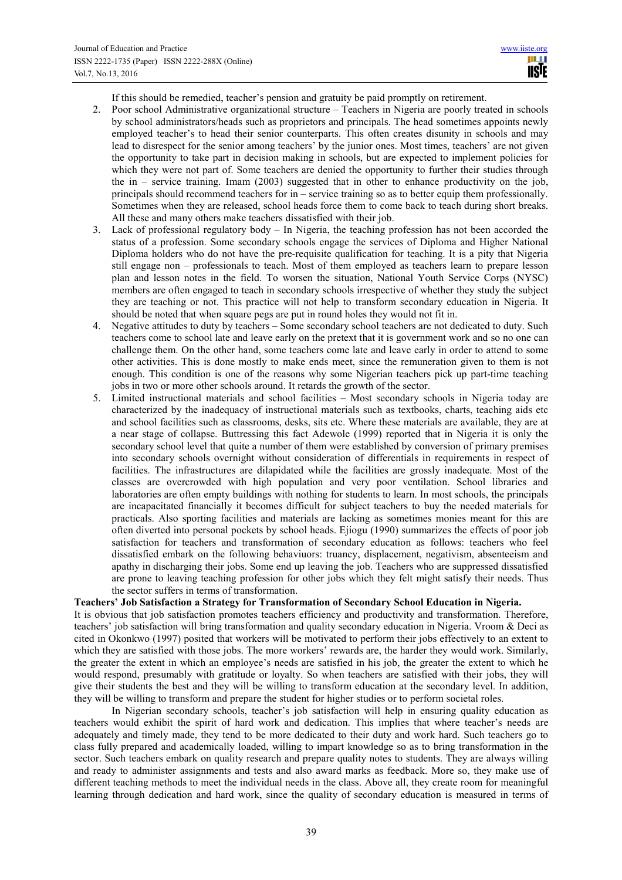If this should be remedied, teacher's pension and gratuity be paid promptly on retirement.

2. Poor school Administrative organizational structure – Teachers in Nigeria are poorly treated in schools by school administrators/heads such as proprietors and principals. The head sometimes appoints newly employed teacher's to head their senior counterparts. This often creates disunity in schools and may lead to disrespect for the senior among teachers' by the junior ones. Most times, teachers' are not given the opportunity to take part in decision making in schools, but are expected to implement policies for which they were not part of. Some teachers are denied the opportunity to further their studies through the in – service training. Imam (2003) suggested that in other to enhance productivity on the job, principals should recommend teachers for in – service training so as to better equip them professionally. Sometimes when they are released, school heads force them to come back to teach during short breaks. All these and many others make teachers dissatisfied with their job.
3. Lack of professional regulatory body – In Nigeria, the teaching profession has not been accorded the status of a profession. Some secondary schools engage the services of Diploma and Higher National Diploma holders who do not have the pre-requisite qualification for teaching. It is a pity that Nigeria still engage non – professionals to teach. Most of them employed as teachers learn to prepare lesson plan and lesson notes in the field. To worsen the situation, National Youth Service Corps (NYSC) members are often engaged to teach in secondary schools irrespective of whether they study the subject they are teaching or not. This practice will not help to transform secondary education in Nigeria. It should be noted that when square pegs are put in round holes they would not fit in.
4. Negative attitudes to duty by teachers – Some secondary school teachers are not dedicated to duty. Such teachers come to school late and leave early on the pretext that it is government work and so no one can challenge them. On the other hand, some teachers come late and leave early in order to attend to some other activities. This is done mostly to make ends meet, since the remuneration given to them is not enough. This condition is one of the reasons why some Nigerian teachers pick up part-time teaching jobs in two or more other schools around. It retards the growth of the sector.
5. Limited instructional materials and school facilities – Most secondary schools in Nigeria today are characterized by the inadequacy of instructional materials such as textbooks, charts, teaching aids etc and school facilities such as classrooms, desks, sits etc. Where these materials are available, they are at a near stage of collapse. Buttressing this fact Adewole (1999) reported that in Nigeria it is only the secondary school level that quite a number of them were established by conversion of primary premises into secondary schools overnight without consideration of differentials in requirements in respect of facilities. The infrastructures are dilapidated while the facilities are grossly inadequate. Most of the classes are overcrowded with high population and very poor ventilation. School libraries and laboratories are often empty buildings with nothing for students to learn. In most schools, the principals are incapacitated financially it becomes difficult for subject teachers to buy the needed materials for practicals. Also sporting facilities and materials are lacking as sometimes monies meant for this are often diverted into personal pockets by school heads. Ejiogu (1990) summarizes the effects of poor job satisfaction for teachers and transformation of secondary education as follows: teachers who feel dissatisfied embark on the following behaviuors: truancy, displacement, negativism, absenteeism and apathy in discharging their jobs. Some end up leaving the job. Teachers who are suppressed dissatisfied are prone to leaving teaching profession for other jobs which they felt might satisfy their needs. Thus the sector suffers in terms of transformation.

**Teachers' Job Satisfaction a Strategy for Transformation of Secondary School Education in Nigeria.**

It is obvious that job satisfaction promotes teachers efficiency and productivity and transformation. Therefore, teachers' job satisfaction will bring transformation and quality secondary education in Nigeria. Vroom & Deci as cited in Okonkwo (1997) posited that workers will be motivated to perform their jobs effectively to an extent to which they are satisfied with those jobs. The more workers' rewards are, the harder they would work. Similarly, the greater the extent in which an employee's needs are satisfied in his job, the greater the extent to which he would respond, presumably with gratitude or loyalty. So when teachers are satisfied with their jobs, they will give their students the best and they will be willing to transform education at the secondary level. In addition, they will be willing to transform and prepare the student for higher studies or to perform societal roles.

In Nigerian secondary schools, teacher's job satisfaction will help in ensuring quality education as teachers would exhibit the spirit of hard work and dedication. This implies that where teacher's needs are adequately and timely made, they tend to be more dedicated to their duty and work hard. Such teachers go to class fully prepared and academically loaded, willing to impart knowledge so as to bring transformation in the sector. Such teachers embark on quality research and prepare quality notes to students. They are always willing and ready to administer assignments and tests and also award marks as feedback. More so, they make use of different teaching methods to meet the individual needs in the class. Above all, they create room for meaningful learning through dedication and hard work, since the quality of secondary education is measured in terms of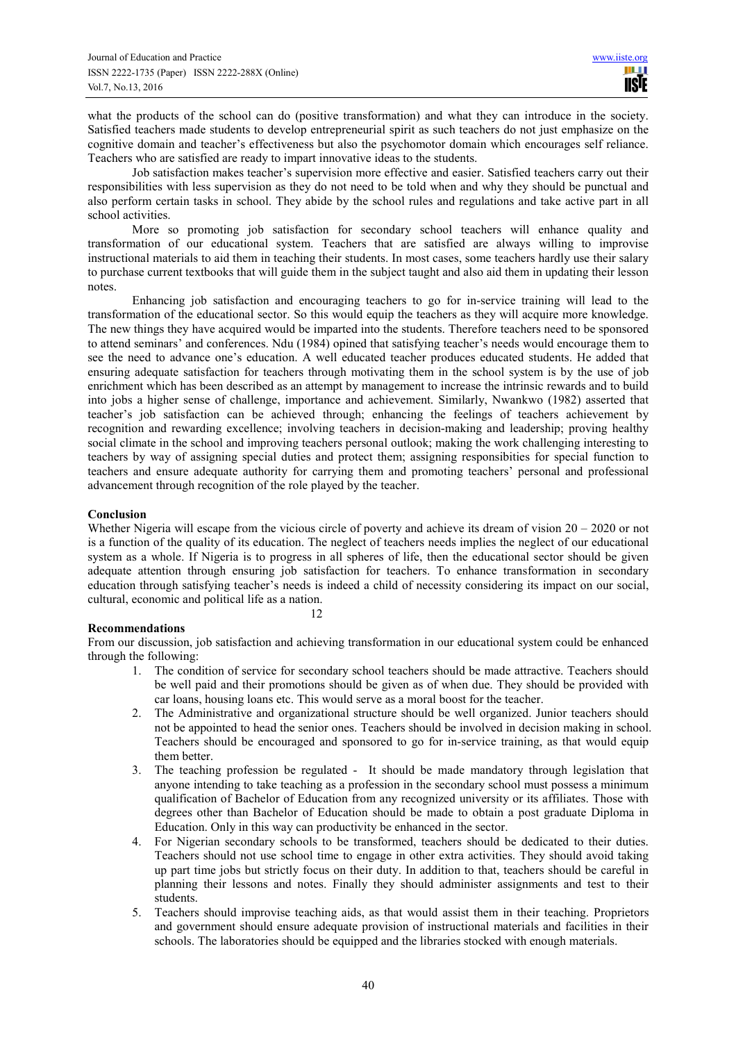what the products of the school can do (positive transformation) and what they can introduce in the society. Satisfied teachers made students to develop entrepreneurial spirit as such teachers do not just emphasize on the cognitive domain and teacher's effectiveness but also the psychomotor domain which encourages self reliance. Teachers who are satisfied are ready to impart innovative ideas to the students.

Job satisfaction makes teacher's supervision more effective and easier. Satisfied teachers carry out their responsibilities with less supervision as they do not need to be told when and why they should be punctual and also perform certain tasks in school. They abide by the school rules and regulations and take active part in all school activities.

More so promoting job satisfaction for secondary school teachers will enhance quality and transformation of our educational system. Teachers that are satisfied are always willing to improvise instructional materials to aid them in teaching their students. In most cases, some teachers hardly use their salary to purchase current textbooks that will guide them in the subject taught and also aid them in updating their lesson notes.

Enhancing job satisfaction and encouraging teachers to go for in-service training will lead to the transformation of the educational sector. So this would equip the teachers as they will acquire more knowledge. The new things they have acquired would be imparted into the students. Therefore teachers need to be sponsored to attend seminars' and conferences. Ndu (1984) opined that satisfying teacher's needs would encourage them to see the need to advance one's education. A well educated teacher produces educated students. He added that ensuring adequate satisfaction for teachers through motivating them in the school system is by the use of job enrichment which has been described as an attempt by management to increase the intrinsic rewards and to build into jobs a higher sense of challenge, importance and achievement. Similarly, Nwankwo (1982) asserted that teacher's job satisfaction can be achieved through; enhancing the feelings of teachers achievement by recognition and rewarding excellence; involving teachers in decision-making and leadership; proving healthy social climate in the school and improving teachers personal outlook; making the work challenging interesting to teachers by way of assigning special duties and protect them; assigning responsibities for special function to teachers and ensure adequate authority for carrying them and promoting teachers' personal and professional advancement through recognition of the role played by the teacher.

**Conclusion**

Whether Nigeria will escape from the vicious circle of poverty and achieve its dream of vision 20 – 2020 or not is a function of the quality of its education. The neglect of teachers needs implies the neglect of our educational system as a whole. If Nigeria is to progress in all spheres of life, then the educational sector should be given adequate attention through ensuring job satisfaction for teachers. To enhance transformation in secondary education through satisfying teacher's needs is indeed a child of necessity considering its impact on our social, cultural, economic and political life as a nation.

12

**Recommendations**

From our discussion, job satisfaction and achieving transformation in our educational system could be enhanced through the following:

1. The condition of service for secondary school teachers should be made attractive. Teachers should be well paid and their promotions should be given as of when due. They should be provided with car loans, housing loans etc. This would serve as a moral boost for the teacher.
2. The Administrative and organizational structure should be well organized. Junior teachers should not be appointed to head the senior ones. Teachers should be involved in decision making in school. Teachers should be encouraged and sponsored to go for in-service training, as that would equip them better.
3. The teaching profession be regulated - It should be made mandatory through legislation that anyone intending to take teaching as a profession in the secondary school must possess a minimum qualification of Bachelor of Education from any recognized university or its affiliates. Those with degrees other than Bachelor of Education should be made to obtain a post graduate Diploma in Education. Only in this way can productivity be enhanced in the sector.
4. For Nigerian secondary schools to be transformed, teachers should be dedicated to their duties. Teachers should not use school time to engage in other extra activities. They should avoid taking up part time jobs but strictly focus on their duty. In addition to that, teachers should be careful in planning their lessons and notes. Finally they should administer assignments and test to their students.
5. Teachers should improvise teaching aids, as that would assist them in their teaching. Proprietors and government should ensure adequate provision of instructional materials and facilities in their schools. The laboratories should be equipped and the libraries stocked with enough materials.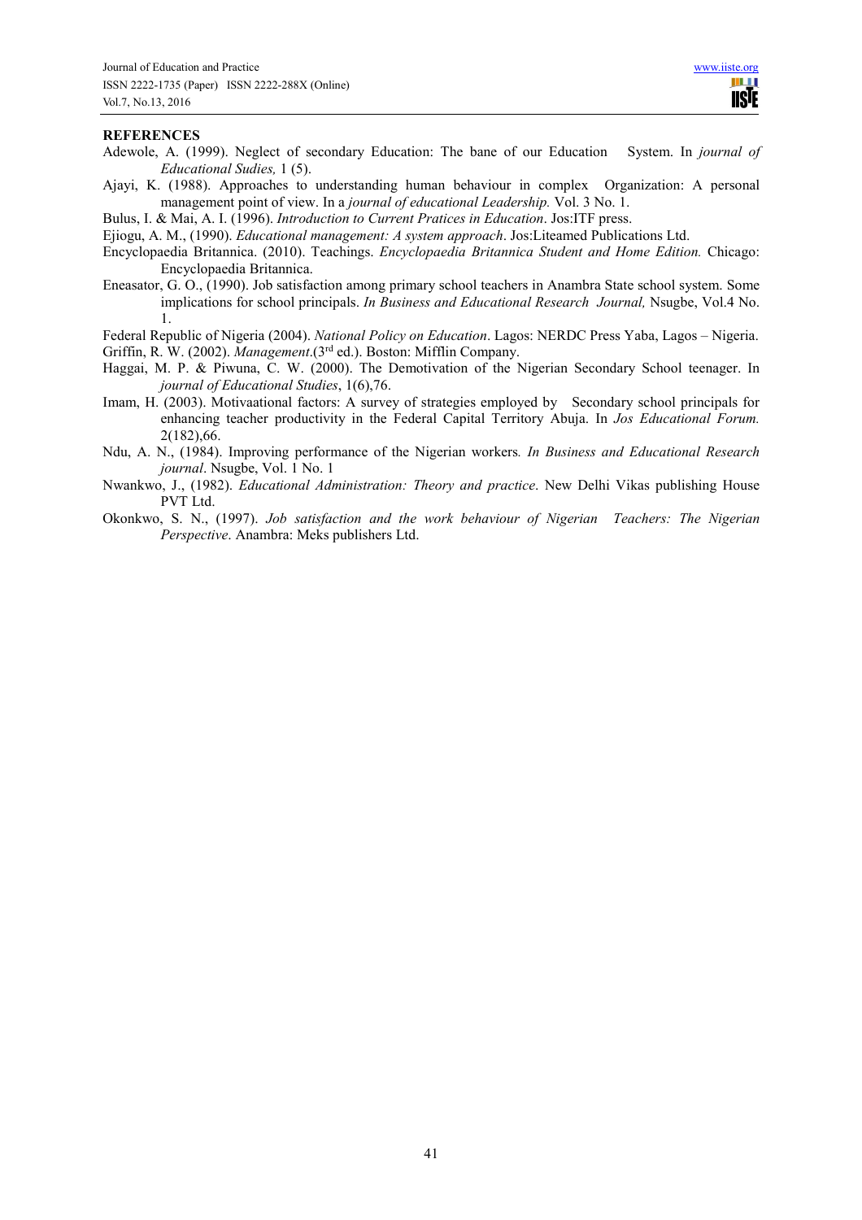**REFERENCES**

Adewole, A. (1999). Neglect of secondary Education: The bane of our Education System. In *journal of Educational Sudies,* 1 (5).

Ajayi, K. (1988). Approaches to understanding human behaviour in complex Organization: A personal management point of view. In a *journal of educational Leadership.* Vol. 3 No. 1.

Bulus, I. & Mai, A. I. (1996). *Introduction to Current Pratices in Education*. Jos:ITF press.

Ejiogu, A. M., (1990). *Educational management: A system approach*. Jos:Liteamed Publications Ltd.

Encyclopaedia Britannica. (2010). Teachings. *Encyclopaedia Britannica Student and Home Edition.* Chicago: Encyclopaedia Britannica.

Eneasator, G. O., (1990). Job satisfaction among primary school teachers in Anambra State school system. Some implications for school principals. *In Business and Educational Research Journal,* Nsugbe, Vol.4 No. 1.

Federal Republic of Nigeria (2004). *National Policy on Education*. Lagos: NERDC Press Yaba, Lagos – Nigeria.

Griffin, R. W. (2002). *Management*.(3rd ed.). Boston: Mifflin Company.

Haggai, M. P. & Piwuna, C. W. (2000). The Demotivation of the Nigerian Secondary School teenager. In *journal of Educational Studies*, 1(6),76.

Imam, H. (2003). Motivaational factors: A survey of strategies employed by Secondary school principals for enhancing teacher productivity in the Federal Capital Territory Abuja. In *Jos Educational Forum.* 2(182),66.

Ndu, A. N., (1984). Improving performance of the Nigerian workers*. In Business and Educational Research journal*. Nsugbe, Vol. 1 No. 1

Nwankwo, J., (1982). *Educational Administration: Theory and practice*. New Delhi Vikas publishing House PVT Ltd.

Okonkwo, S. N., (1997). *Job satisfaction and the work behaviour of Nigerian Teachers: The Nigerian Perspective*. Anambra: Meks publishers Ltd.